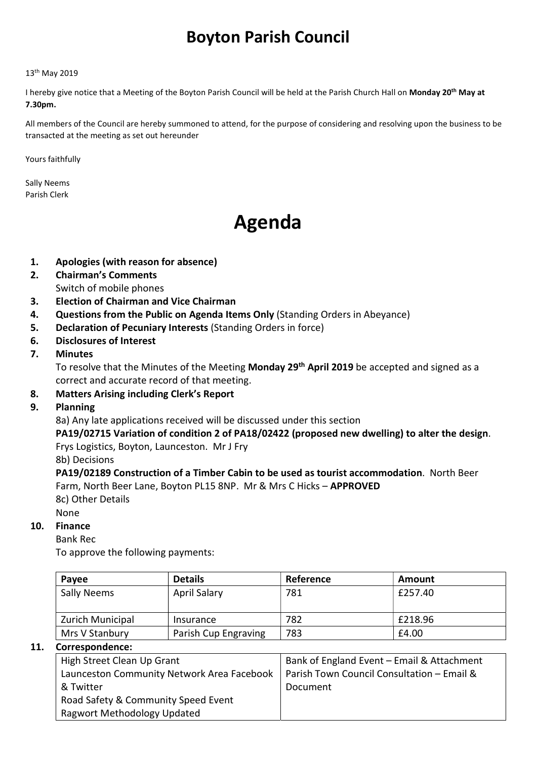# Boyton Parish Council

13th May 2019

I hereby give notice that a Meeting of the Boyton Parish Council will be held at the Parish Church Hall on **Monday 20th May at 7.30pm.**

All members of the Council are hereby summoned to attend, for the purpose of considering and resolving upon the business to be transacted at the meeting as set out hereunder

Yours faithfully

Sally Neems
Parish Clerk

# Agenda

1. **Apologies (with reason for absence)**
2. **Chairman's Comments**
   Switch of mobile phones
3. **Election of Chairman and Vice Chairman**
4. **Questions from the Public on Agenda Items Only** (Standing Orders in Abeyance)
5. **Declaration of Pecuniary Interests** (Standing Orders in force)
6. **Disclosures of Interest**
7. **Minutes**
   To resolve that the Minutes of the Meeting **Monday 29th April 2019** be accepted and signed as a correct and accurate record of that meeting.
8. **Matters Arising including Clerk's Report**
9. **Planning**
   8a) Any late applications received will be discussed under this section
   **PA19/02715 Variation of condition 2 of PA18/02422 (proposed new dwelling) to alter the design**. Frys Logistics, Boyton, Launceston. Mr J Fry
   8b) Decisions
   **PA19/02189 Construction of a Timber Cabin to be used as tourist accommodation**. North Beer Farm, North Beer Lane, Boyton PL15 8NP. Mr & Mrs C Hicks – **APPROVED**
   8c) Other Details
   None
10. **Finance**
    Bank Rec
    To approve the following payments:

| Payee | Details | Reference | Amount |
|---|---|---|---|
| Sally Neems | April Salary | 781 | £257.40 |
| Zurich Municipal | Insurance | 782 | £218.96 |
| Mrs V Stanbury | Parish Cup Engraving | 783 | £4.00 |

11. **Correspondence:**

| | |
|---|---|
| High Street Clean Up Grant<br>Launceston Community Network Area Facebook & Twitter<br>Road Safety & Community Speed Event<br>Ragwort Methodology Updated | Bank of England Event – Email & Attachment<br>Parish Town Council Consultation – Email & Document |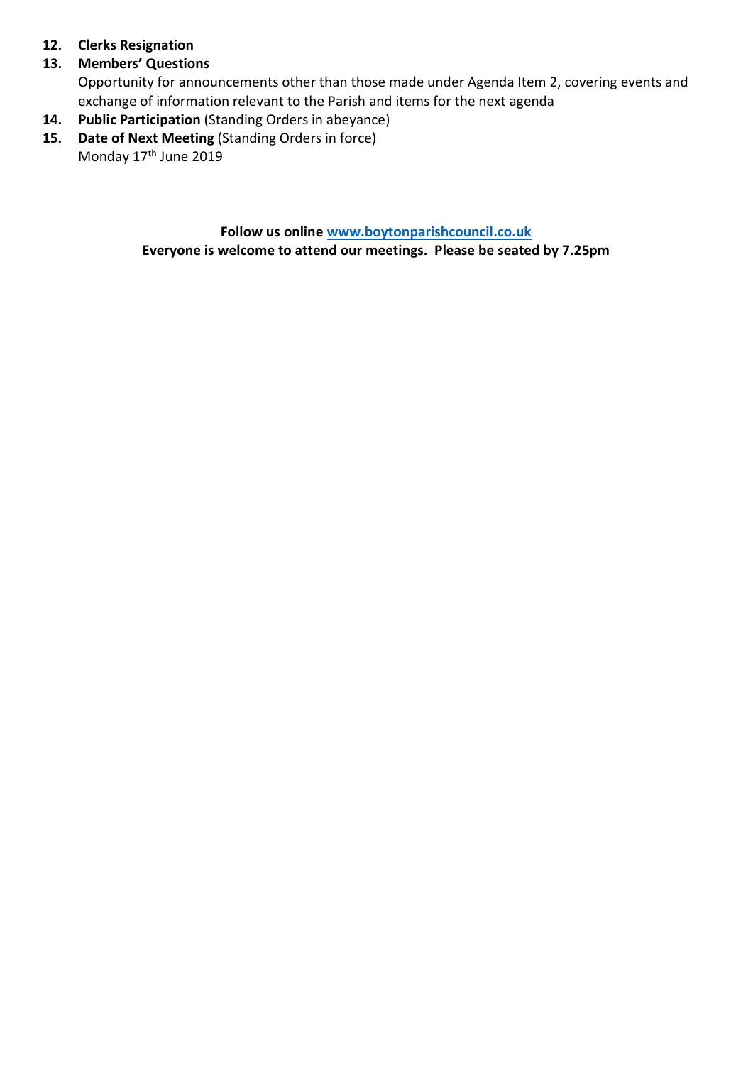12. **Clerks Resignation**
13. **Members' Questions**
    Opportunity for announcements other than those made under Agenda Item 2, covering events and exchange of information relevant to the Parish and items for the next agenda
14. **Public Participation** (Standing Orders in abeyance)
15. **Date of Next Meeting** (Standing Orders in force)
    Monday 17th June 2019

**Follow us online [www.boytonparishcouncil.co.uk](http://www.boytonparishcouncil.co.uk)**
**Everyone is welcome to attend our meetings. Please be seated by 7.25pm**